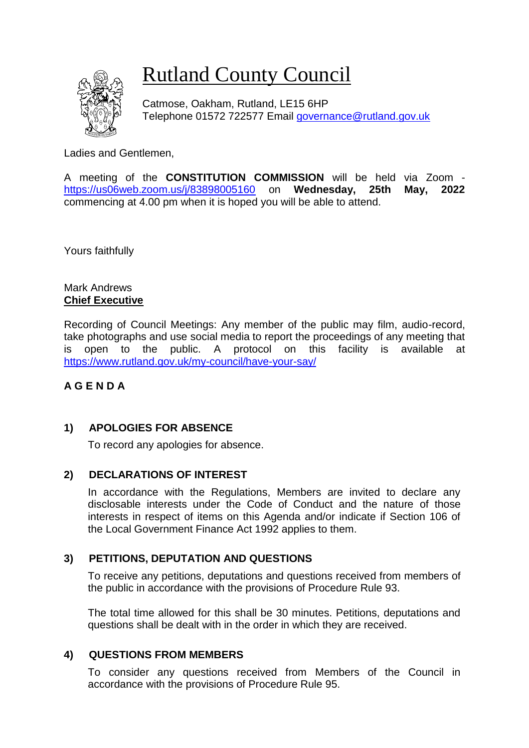# Rutland County Council

Catmose, Oakham, Rutland, LE15 6HP
Telephone 01572 722577 Email governance@rutland.gov.uk

Ladies and Gentlemen,

A meeting of the **CONSTITUTION COMMISSION** will be held via Zoom - https://us06web.zoom.us/j/83898005160 on **Wednesday, 25th May, 2022** commencing at 4.00 pm when it is hoped you will be able to attend.

Yours faithfully

Mark Andrews
**Chief Executive**

Recording of Council Meetings: Any member of the public may film, audio-record, take photographs and use social media to report the proceedings of any meeting that is open to the public. A protocol on this facility is available at https://www.rutland.gov.uk/my-council/have-your-say/

## A G E N D A

### 1) APOLOGIES FOR ABSENCE

To record any apologies for absence.

### 2) DECLARATIONS OF INTEREST

In accordance with the Regulations, Members are invited to declare any disclosable interests under the Code of Conduct and the nature of those interests in respect of items on this Agenda and/or indicate if Section 106 of the Local Government Finance Act 1992 applies to them.

### 3) PETITIONS, DEPUTATION AND QUESTIONS

To receive any petitions, deputations and questions received from members of the public in accordance with the provisions of Procedure Rule 93.

The total time allowed for this shall be 30 minutes. Petitions, deputations and questions shall be dealt with in the order in which they are received.

### 4) QUESTIONS FROM MEMBERS

To consider any questions received from Members of the Council in accordance with the provisions of Procedure Rule 95.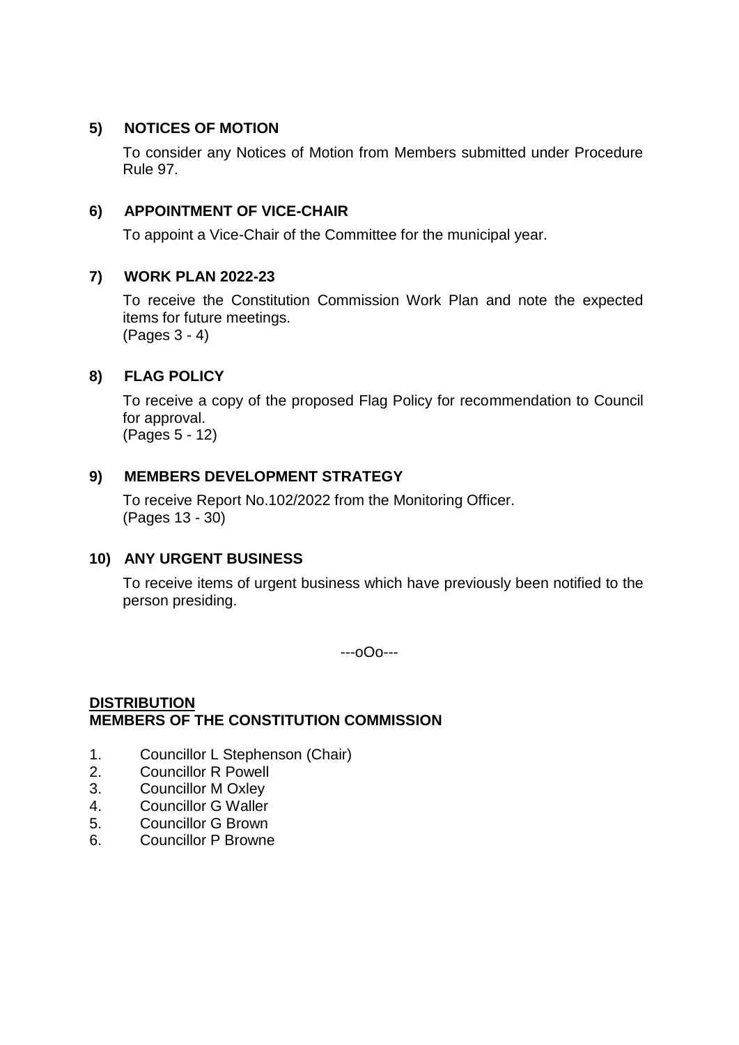## 5) NOTICES OF MOTION

To consider any Notices of Motion from Members submitted under Procedure Rule 97.

## 6) APPOINTMENT OF VICE-CHAIR

To appoint a Vice-Chair of the Committee for the municipal year.

## 7) WORK PLAN 2022-23

To receive the Constitution Commission Work Plan and note the expected items for future meetings.
(Pages 3 - 4)

## 8) FLAG POLICY

To receive a copy of the proposed Flag Policy for recommendation to Council for approval.
(Pages 5 - 12)

## 9) MEMBERS DEVELOPMENT STRATEGY

To receive Report No.102/2022 from the Monitoring Officer.
(Pages 13 - 30)

## 10) ANY URGENT BUSINESS

To receive items of urgent business which have previously been notified to the person presiding.

---oOo---

**DISTRIBUTION**
**MEMBERS OF THE CONSTITUTION COMMISSION**

1. Councillor L Stephenson (Chair)
2. Councillor R Powell
3. Councillor M Oxley
4. Councillor G Waller
5. Councillor G Brown
6. Councillor P Browne